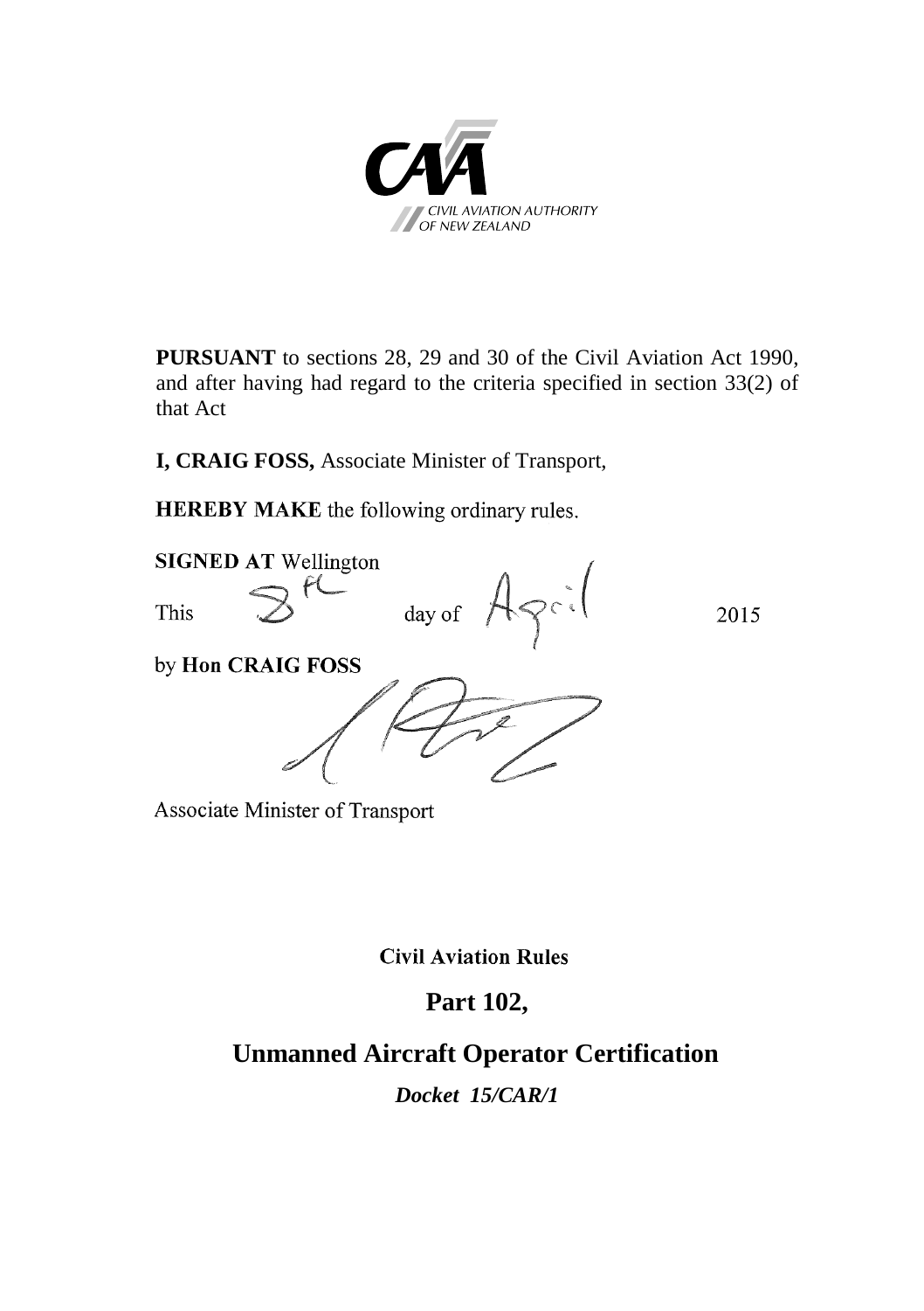CIVIL AVIATION AUTHORITY OF NEW ZEALAND

**PURSUANT** to sections 28, 29 and 30 of the Civil Aviation Act 1990, and after having had regard to the criteria specified in section 33(2) of that Act

**I, CRAIG FOSS,** Associate Minister of Transport,

**HEREBY MAKE** the following ordinary rules.

**SIGNED AT** Wellington

This 8th day of April 2015

by **Hon CRAIG FOSS**

Associate Minister of Transport

**Civil Aviation Rules**

# Part 102,

# Unmanned Aircraft Operator Certification

***Docket 15/CAR/1***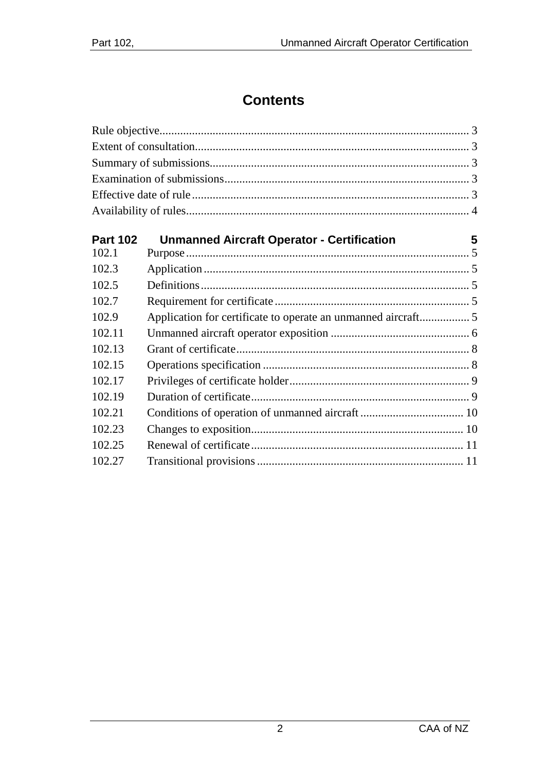# Contents

Rule objective........................................................................................................ 3
Extent of consultation............................................................................................ 3
Summary of submissions....................................................................................... 3
Examination of submissions.................................................................................. 3
Effective date of rule ............................................................................................. 3
Availability of rules............................................................................................... 4

| **Part 102** | **Unmanned Aircraft Operator - Certification** | **5** |
|---|---|---|
| 102.1 | Purpose | 5 |
| 102.3 | Application | 5 |
| 102.5 | Definitions | 5 |
| 102.7 | Requirement for certificate | 5 |
| 102.9 | Application for certificate to operate an unmanned aircraft | 5 |
| 102.11 | Unmanned aircraft operator exposition | 6 |
| 102.13 | Grant of certificate | 8 |
| 102.15 | Operations specification | 8 |
| 102.17 | Privileges of certificate holder | 9 |
| 102.19 | Duration of certificate | 9 |
| 102.21 | Conditions of operation of unmanned aircraft | 10 |
| 102.23 | Changes to exposition | 10 |
| 102.25 | Renewal of certificate | 11 |
| 102.27 | Transitional provisions | 11 |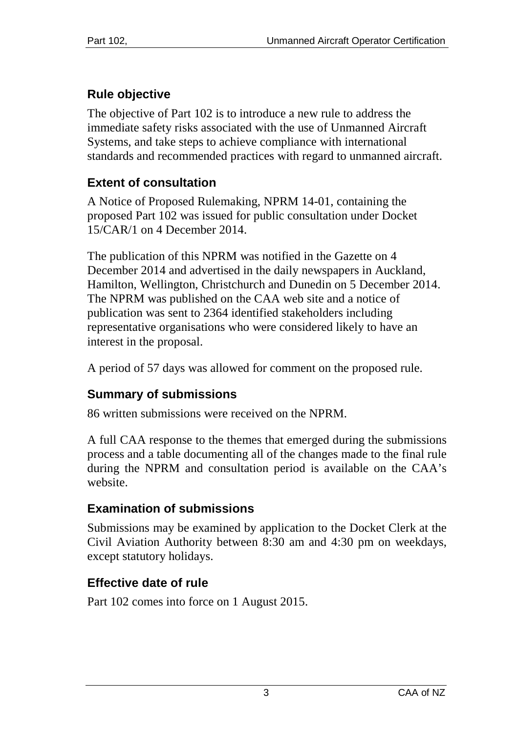## Rule objective

The objective of Part 102 is to introduce a new rule to address the immediate safety risks associated with the use of Unmanned Aircraft Systems, and take steps to achieve compliance with international standards and recommended practices with regard to unmanned aircraft.

## Extent of consultation

A Notice of Proposed Rulemaking, NPRM 14-01, containing the proposed Part 102 was issued for public consultation under Docket 15/CAR/1 on 4 December 2014.

The publication of this NPRM was notified in the Gazette on 4 December 2014 and advertised in the daily newspapers in Auckland, Hamilton, Wellington, Christchurch and Dunedin on 5 December 2014. The NPRM was published on the CAA web site and a notice of publication was sent to 2364 identified stakeholders including representative organisations who were considered likely to have an interest in the proposal.

A period of 57 days was allowed for comment on the proposed rule.

## Summary of submissions

86 written submissions were received on the NPRM.

A full CAA response to the themes that emerged during the submissions process and a table documenting all of the changes made to the final rule during the NPRM and consultation period is available on the CAA's website.

## Examination of submissions

Submissions may be examined by application to the Docket Clerk at the Civil Aviation Authority between 8:30 am and 4:30 pm on weekdays, except statutory holidays.

## Effective date of rule

Part 102 comes into force on 1 August 2015.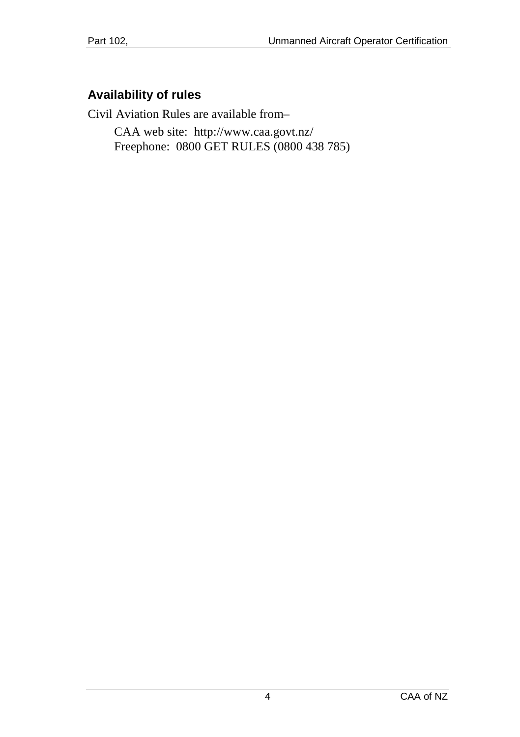## Availability of rules

Civil Aviation Rules are available from–

CAA web site: http://www.caa.govt.nz/
Freephone: 0800 GET RULES (0800 438 785)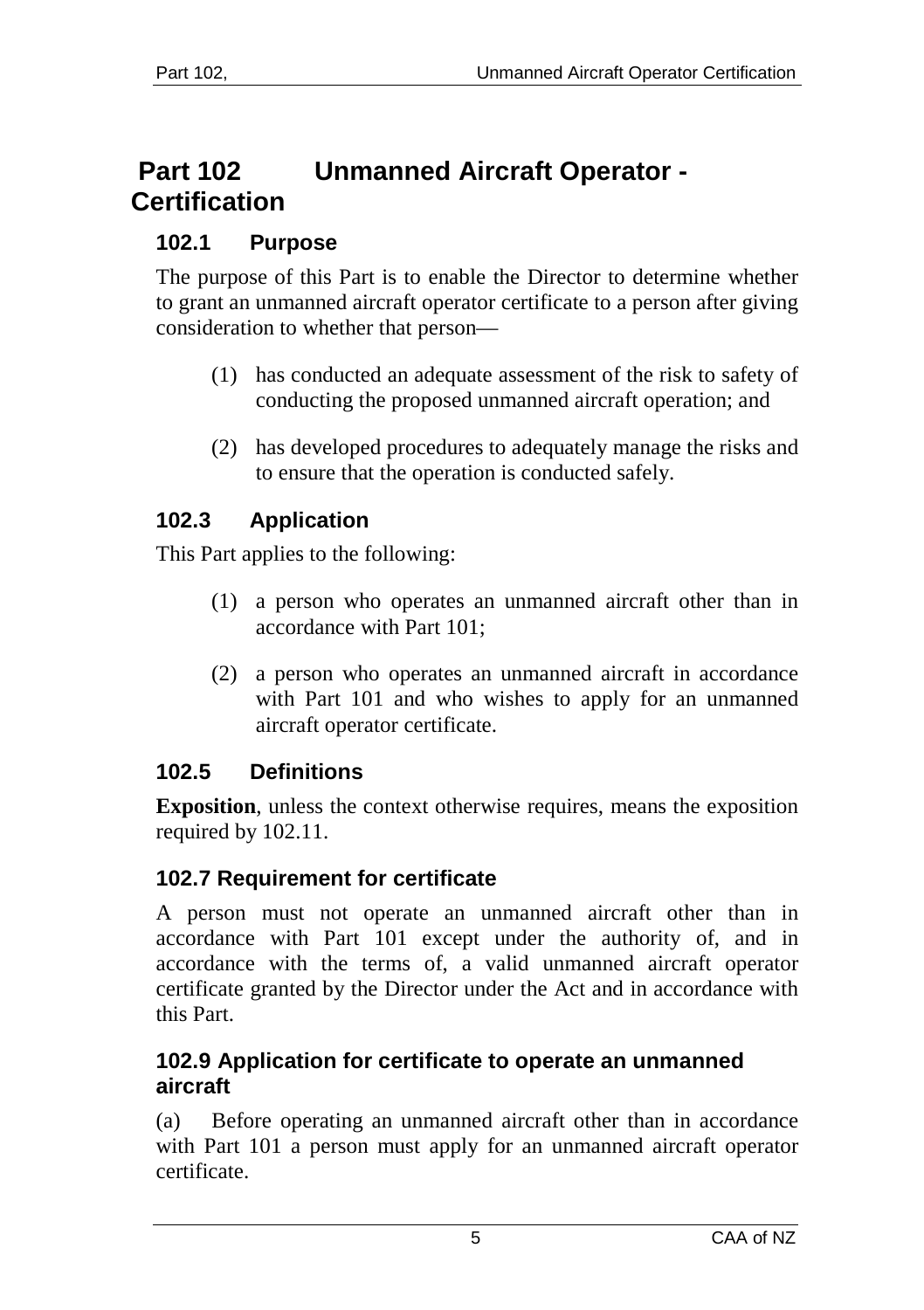# Part 102 Unmanned Aircraft Operator - Certification

## 102.1 Purpose

The purpose of this Part is to enable the Director to determine whether to grant an unmanned aircraft operator certificate to a person after giving consideration to whether that person—

(1) has conducted an adequate assessment of the risk to safety of conducting the proposed unmanned aircraft operation; and

(2) has developed procedures to adequately manage the risks and to ensure that the operation is conducted safely.

## 102.3 Application

This Part applies to the following:

(1) a person who operates an unmanned aircraft other than in accordance with Part 101;

(2) a person who operates an unmanned aircraft in accordance with Part 101 and who wishes to apply for an unmanned aircraft operator certificate.

## 102.5 Definitions

**Exposition**, unless the context otherwise requires, means the exposition required by 102.11.

## 102.7 Requirement for certificate

A person must not operate an unmanned aircraft other than in accordance with Part 101 except under the authority of, and in accordance with the terms of, a valid unmanned aircraft operator certificate granted by the Director under the Act and in accordance with this Part.

## 102.9 Application for certificate to operate an unmanned aircraft

(a) Before operating an unmanned aircraft other than in accordance with Part 101 a person must apply for an unmanned aircraft operator certificate.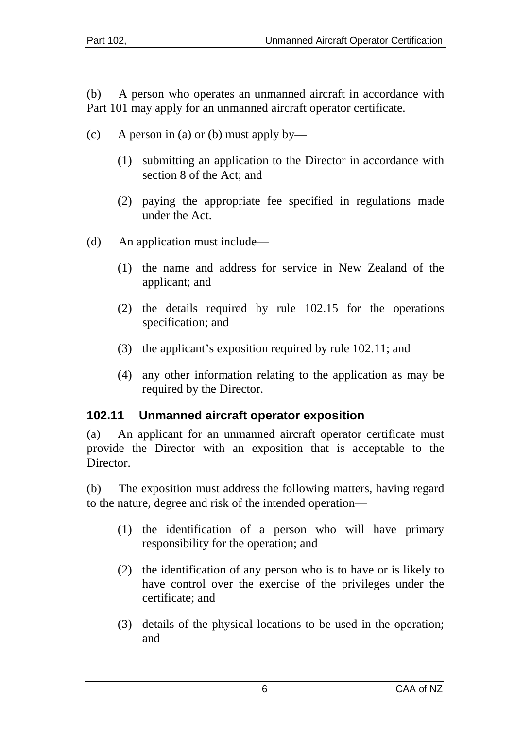(b) A person who operates an unmanned aircraft in accordance with Part 101 may apply for an unmanned aircraft operator certificate.

(c) A person in (a) or (b) must apply by—

(1) submitting an application to the Director in accordance with section 8 of the Act; and

(2) paying the appropriate fee specified in regulations made under the Act.

(d) An application must include—

(1) the name and address for service in New Zealand of the applicant; and

(2) the details required by rule 102.15 for the operations specification; and

(3) the applicant's exposition required by rule 102.11; and

(4) any other information relating to the application as may be required by the Director.

### 102.11 Unmanned aircraft operator exposition

(a) An applicant for an unmanned aircraft operator certificate must provide the Director with an exposition that is acceptable to the Director.

(b) The exposition must address the following matters, having regard to the nature, degree and risk of the intended operation—

(1) the identification of a person who will have primary responsibility for the operation; and

(2) the identification of any person who is to have or is likely to have control over the exercise of the privileges under the certificate; and

(3) details of the physical locations to be used in the operation; and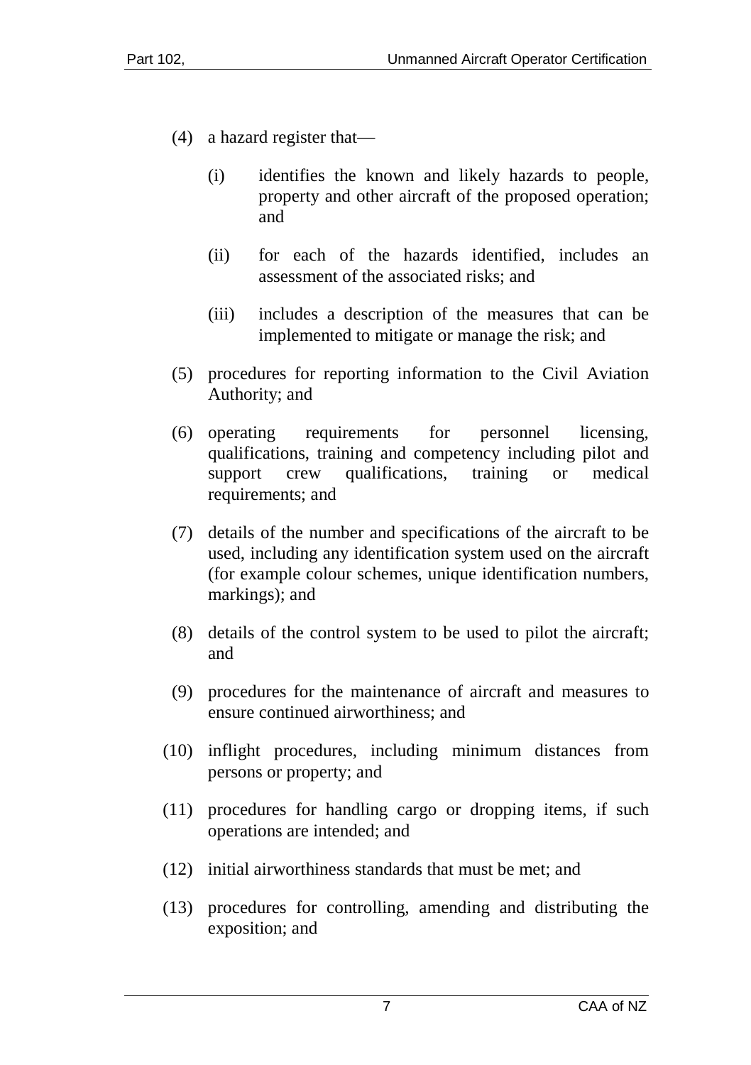(4) a hazard register that—

 (i) identifies the known and likely hazards to people, property and other aircraft of the proposed operation; and

 (ii) for each of the hazards identified, includes an assessment of the associated risks; and

 (iii) includes a description of the measures that can be implemented to mitigate or manage the risk; and

(5) procedures for reporting information to the Civil Aviation Authority; and

(6) operating requirements for personnel licensing, qualifications, training and competency including pilot and support crew qualifications, training or medical requirements; and

(7) details of the number and specifications of the aircraft to be used, including any identification system used on the aircraft (for example colour schemes, unique identification numbers, markings); and

(8) details of the control system to be used to pilot the aircraft; and

(9) procedures for the maintenance of aircraft and measures to ensure continued airworthiness; and

(10) inflight procedures, including minimum distances from persons or property; and

(11) procedures for handling cargo or dropping items, if such operations are intended; and

(12) initial airworthiness standards that must be met; and

(13) procedures for controlling, amending and distributing the exposition; and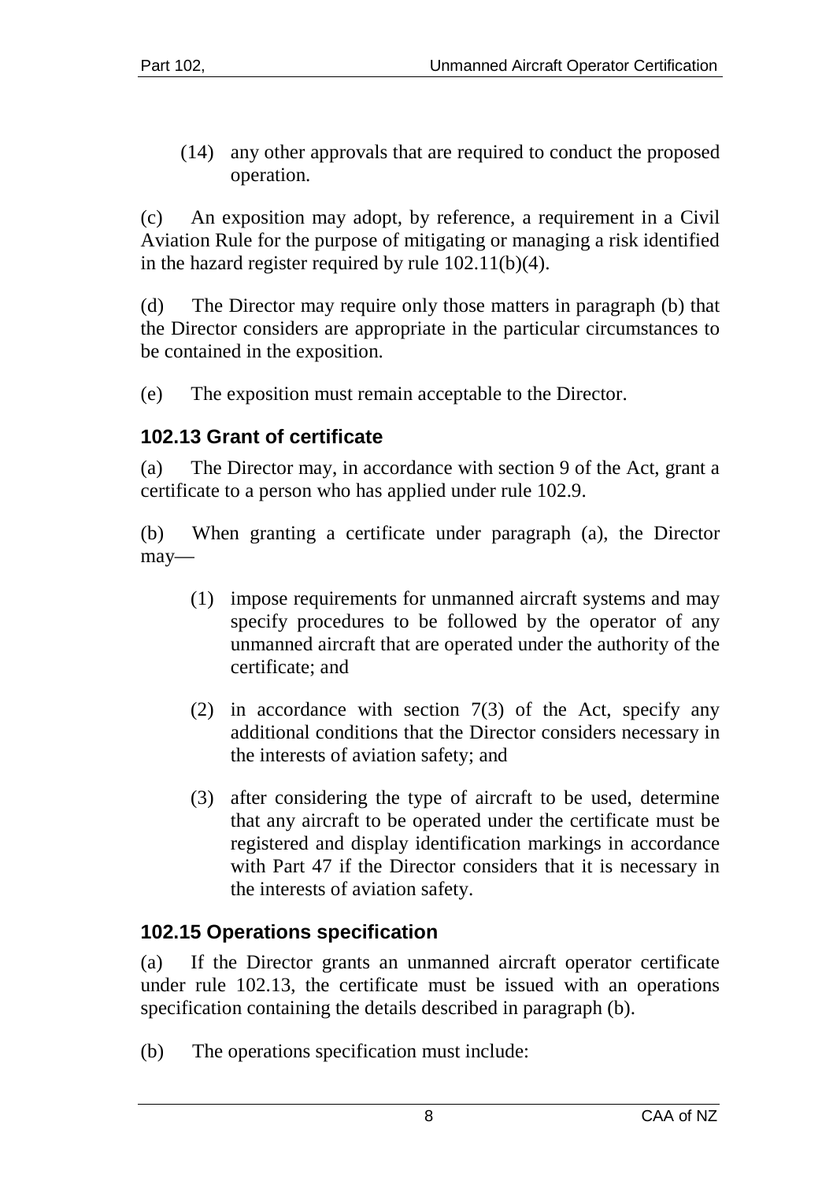(14) any other approvals that are required to conduct the proposed operation.

(c) An exposition may adopt, by reference, a requirement in a Civil Aviation Rule for the purpose of mitigating or managing a risk identified in the hazard register required by rule 102.11(b)(4).

(d) The Director may require only those matters in paragraph (b) that the Director considers are appropriate in the particular circumstances to be contained in the exposition.

(e) The exposition must remain acceptable to the Director.

### 102.13 Grant of certificate

(a) The Director may, in accordance with section 9 of the Act, grant a certificate to a person who has applied under rule 102.9.

(b) When granting a certificate under paragraph (a), the Director may—

(1) impose requirements for unmanned aircraft systems and may specify procedures to be followed by the operator of any unmanned aircraft that are operated under the authority of the certificate; and

(2) in accordance with section 7(3) of the Act, specify any additional conditions that the Director considers necessary in the interests of aviation safety; and

(3) after considering the type of aircraft to be used, determine that any aircraft to be operated under the certificate must be registered and display identification markings in accordance with Part 47 if the Director considers that it is necessary in the interests of aviation safety.

### 102.15 Operations specification

(a) If the Director grants an unmanned aircraft operator certificate under rule 102.13, the certificate must be issued with an operations specification containing the details described in paragraph (b).

(b) The operations specification must include: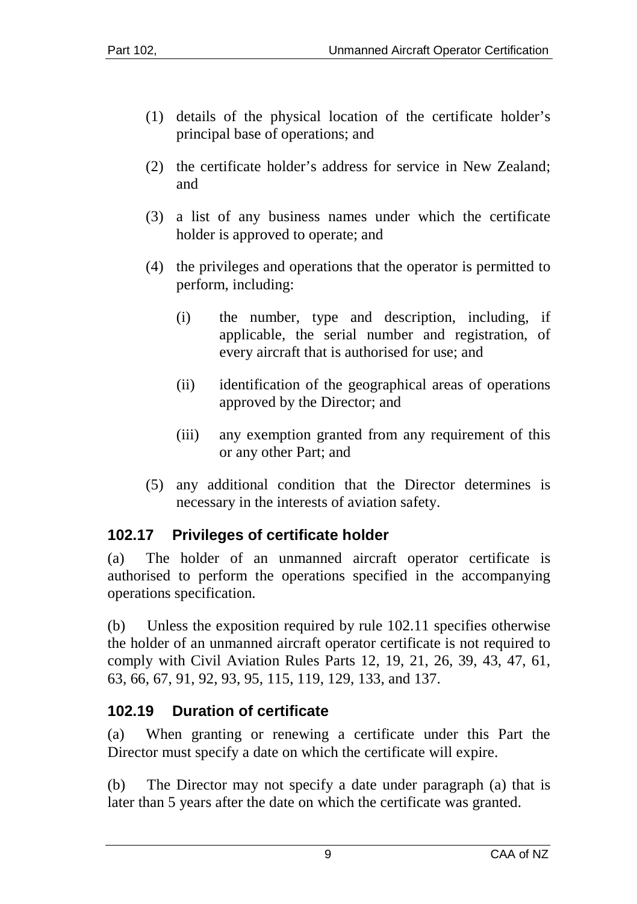(1) details of the physical location of the certificate holder's principal base of operations; and

(2) the certificate holder's address for service in New Zealand; and

(3) a list of any business names under which the certificate holder is approved to operate; and

(4) the privileges and operations that the operator is permitted to perform, including:

   (i) the number, type and description, including, if applicable, the serial number and registration, of every aircraft that is authorised for use; and

   (ii) identification of the geographical areas of operations approved by the Director; and

   (iii) any exemption granted from any requirement of this or any other Part; and

(5) any additional condition that the Director determines is necessary in the interests of aviation safety.

### 102.17 Privileges of certificate holder

(a) The holder of an unmanned aircraft operator certificate is authorised to perform the operations specified in the accompanying operations specification.

(b) Unless the exposition required by rule 102.11 specifies otherwise the holder of an unmanned aircraft operator certificate is not required to comply with Civil Aviation Rules Parts 12, 19, 21, 26, 39, 43, 47, 61, 63, 66, 67, 91, 92, 93, 95, 115, 119, 129, 133, and 137.

### 102.19 Duration of certificate

(a) When granting or renewing a certificate under this Part the Director must specify a date on which the certificate will expire.

(b) The Director may not specify a date under paragraph (a) that is later than 5 years after the date on which the certificate was granted.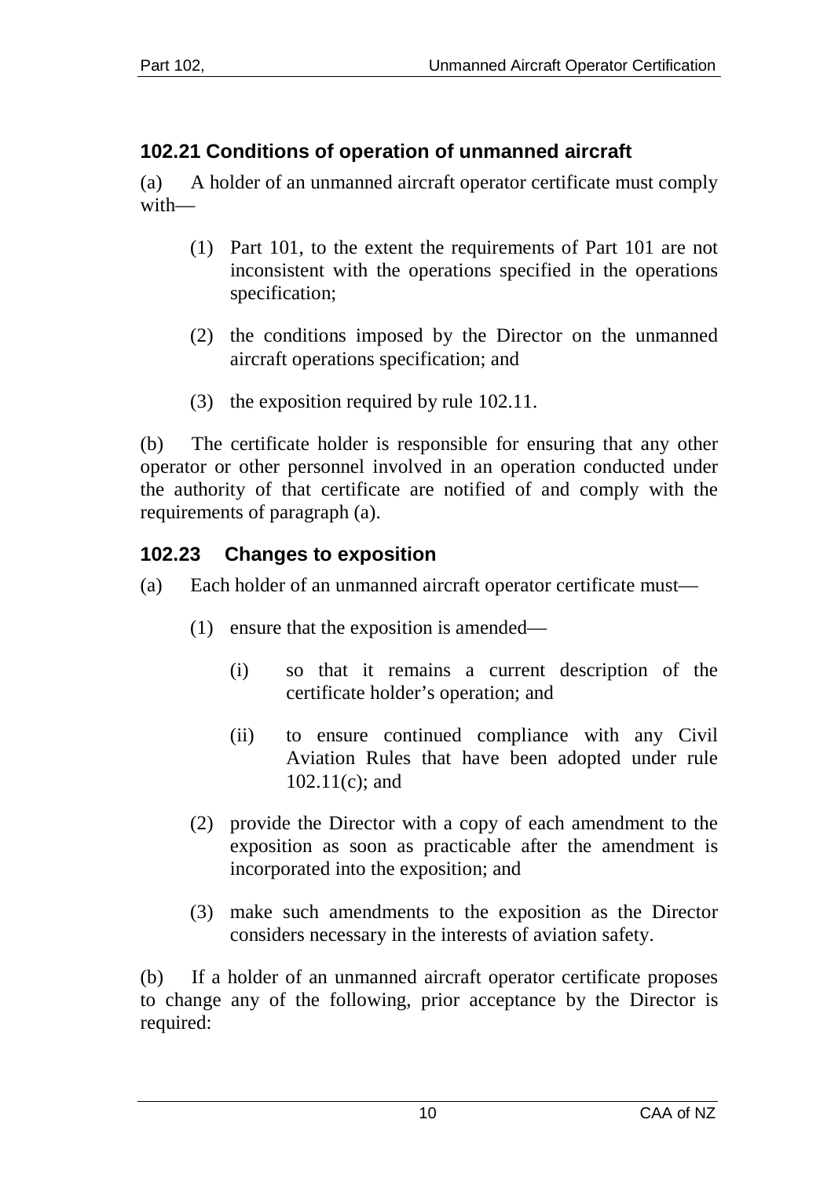### 102.21 Conditions of operation of unmanned aircraft

(a) A holder of an unmanned aircraft operator certificate must comply with—

(1) Part 101, to the extent the requirements of Part 101 are not inconsistent with the operations specified in the operations specification;

(2) the conditions imposed by the Director on the unmanned aircraft operations specification; and

(3) the exposition required by rule 102.11.

(b) The certificate holder is responsible for ensuring that any other operator or other personnel involved in an operation conducted under the authority of that certificate are notified of and comply with the requirements of paragraph (a).

### 102.23 Changes to exposition

(a) Each holder of an unmanned aircraft operator certificate must—

(1) ensure that the exposition is amended—

(i) so that it remains a current description of the certificate holder's operation; and

(ii) to ensure continued compliance with any Civil Aviation Rules that have been adopted under rule 102.11(c); and

(2) provide the Director with a copy of each amendment to the exposition as soon as practicable after the amendment is incorporated into the exposition; and

(3) make such amendments to the exposition as the Director considers necessary in the interests of aviation safety.

(b) If a holder of an unmanned aircraft operator certificate proposes to change any of the following, prior acceptance by the Director is required: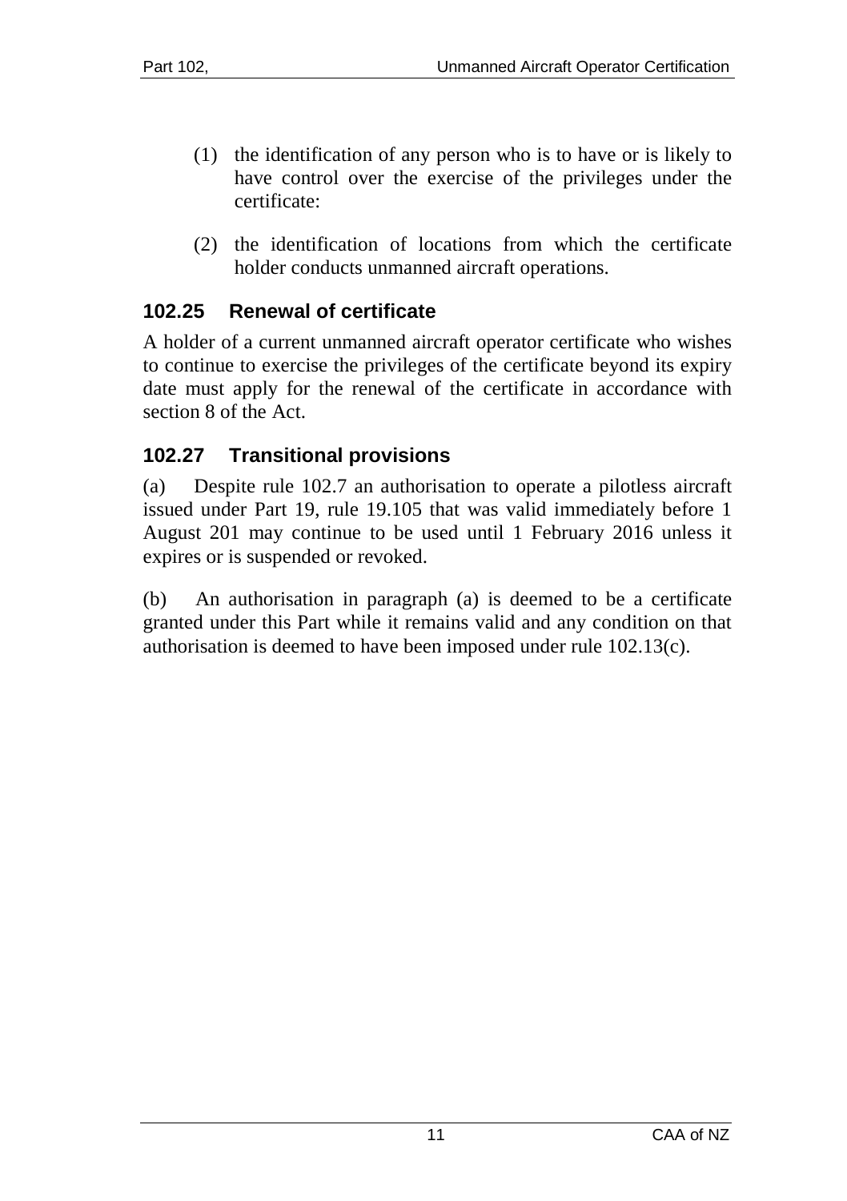(1) the identification of any person who is to have or is likely to have control over the exercise of the privileges under the certificate:

(2) the identification of locations from which the certificate holder conducts unmanned aircraft operations.

## 102.25 Renewal of certificate

A holder of a current unmanned aircraft operator certificate who wishes to continue to exercise the privileges of the certificate beyond its expiry date must apply for the renewal of the certificate in accordance with section 8 of the Act.

## 102.27 Transitional provisions

(a) Despite rule 102.7 an authorisation to operate a pilotless aircraft issued under Part 19, rule 19.105 that was valid immediately before 1 August 201 may continue to be used until 1 February 2016 unless it expires or is suspended or revoked.

(b) An authorisation in paragraph (a) is deemed to be a certificate granted under this Part while it remains valid and any condition on that authorisation is deemed to have been imposed under rule 102.13(c).